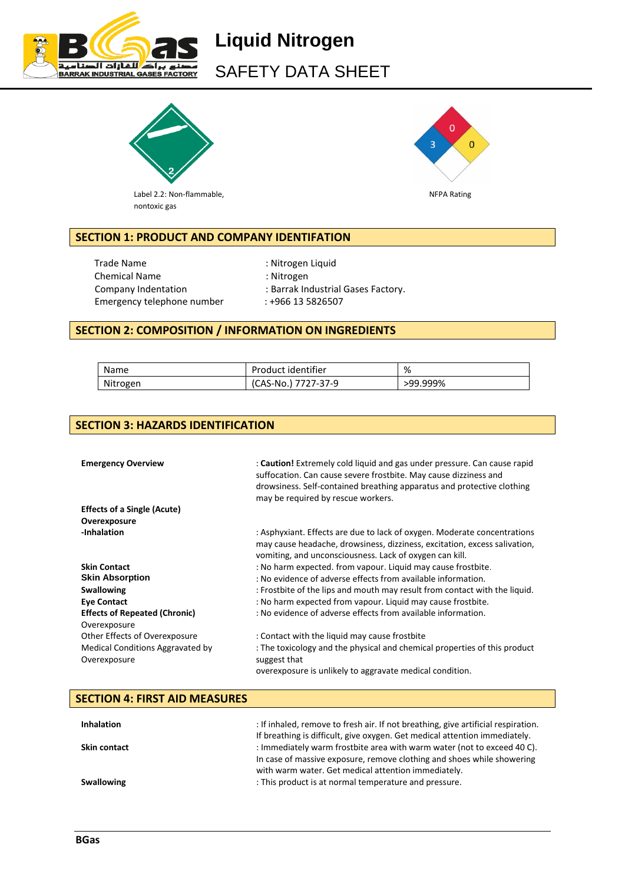# Liquid Nitrogen

## SAFETY DATA SHEET

Label 2.2: Non-flammable, nontoxic gas

NFPA Rating

## SECTION 1: PRODUCT AND COMPANY IDENTIFATION

| | |
|---|---|
| Trade Name | : Nitrogen Liquid |
| Chemical Name | : Nitrogen |
| Company Indentation | : Barrak Industrial Gases Factory. |
| Emergency telephone number | : +966 13 5826507 |

## SECTION 2: COMPOSITION / INFORMATION ON INGREDIENTS

| Name | Product identifier | % |
|---|---|---|
| Nitrogen | (CAS-No.) 7727-37-9 | >99.999% |

## SECTION 3: HAZARDS IDENTIFICATION

**Emergency Overview** : **Caution!** Extremely cold liquid and gas under pressure. Can cause rapid suffocation. Can cause severe frostbite. May cause dizziness and drowsiness. Self-contained breathing apparatus and protective clothing may be required by rescue workers.

**Effects of a Single (Acute) Overexposure**

**-Inhalation** : Asphyxiant. Effects are due to lack of oxygen. Moderate concentrations may cause headache, drowsiness, dizziness, excitation, excess salivation, vomiting, and unconsciousness. Lack of oxygen can kill.

**Skin Contact** : No harm expected. from vapour. Liquid may cause frostbite.

**Skin Absorption** : No evidence of adverse effects from available information.

**Swallowing** : Frostbite of the lips and mouth may result from contact with the liquid.

**Eye Contact** : No harm expected from vapour. Liquid may cause frostbite.

**Effects of Repeated (Chronic)** Overexposure : No evidence of adverse effects from available information.

Other Effects of Overexposure : Contact with the liquid may cause frostbite

Medical Conditions Aggravated by Overexposure : The toxicology and the physical and chemical properties of this product suggest that overexposure is unlikely to aggravate medical condition.

## SECTION 4: FIRST AID MEASURES

**Inhalation** : If inhaled, remove to fresh air. If not breathing, give artificial respiration. If breathing is difficult, give oxygen. Get medical attention immediately.

**Skin contact** : Immediately warm frostbite area with warm water (not to exceed 40 C). In case of massive exposure, remove clothing and shoes while showering with warm water. Get medical attention immediately.

**Swallowing** : This product is at normal temperature and pressure.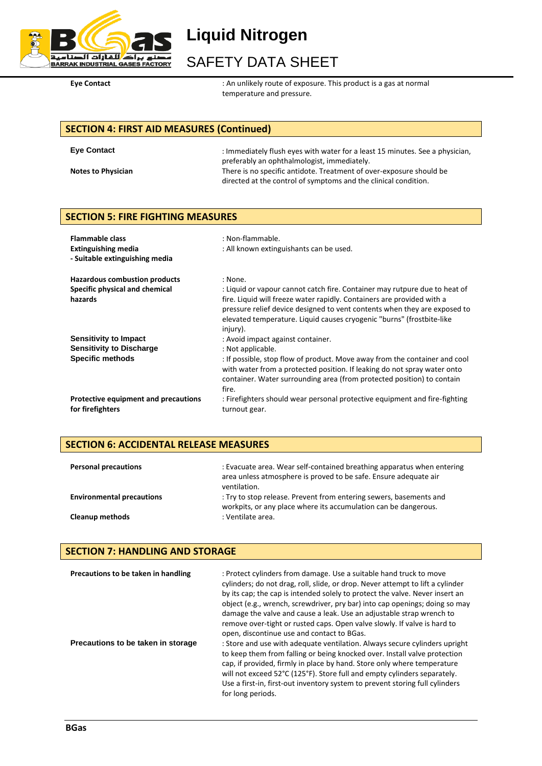**Eye Contact** : An unlikely route of exposure. This product is a gas at normal temperature and pressure.

## SECTION 4: FIRST AID MEASURES (Continued)

**Eye Contact** : Immediately flush eyes with water for a least 15 minutes. See a physician, preferably an ophthalmologist, immediately.

**Notes to Physician** There is no specific antidote. Treatment of over-exposure should be directed at the control of symptoms and the clinical condition.

## SECTION 5: FIRE FIGHTING MEASURES

**Flammable class** : Non-flammable.

**Extinguishing media** : All known extinguishants can be used.

**- Suitable extinguishing media**

**Hazardous combustion products** : None.

**Specific physical and chemical hazards** : Liquid or vapour cannot catch fire. Container may rutpure due to heat of fire. Liquid will freeze water rapidly. Containers are provided with a pressure relief device designed to vent contents when they are exposed to elevated temperature. Liquid causes cryogenic "burns" (frostbite-like injury).

**Sensitivity to Impact** : Avoid impact against container.

**Sensitivity to Discharge** : Not applicable.

**Specific methods** : If possible, stop flow of product. Move away from the container and cool with water from a protected position. If leaking do not spray water onto container. Water surrounding area (from protected position) to contain fire.

**Protective equipment and precautions for firefighters** : Firefighters should wear personal protective equipment and fire-fighting turnout gear.

## SECTION 6: ACCIDENTAL RELEASE MEASURES

**Personal precautions** : Evacuate area. Wear self-contained breathing apparatus when entering area unless atmosphere is proved to be safe. Ensure adequate air ventilation.

**Environmental precautions** : Try to stop release. Prevent from entering sewers, basements and workpits, or any place where its accumulation can be dangerous.

**Cleanup methods** : Ventilate area.

## SECTION 7: HANDLING AND STORAGE

**Precautions to be taken in handling** : Protect cylinders from damage. Use a suitable hand truck to move cylinders; do not drag, roll, slide, or drop. Never attempt to lift a cylinder by its cap; the cap is intended solely to protect the valve. Never insert an object (e.g., wrench, screwdriver, pry bar) into cap openings; doing so may damage the valve and cause a leak. Use an adjustable strap wrench to remove over-tight or rusted caps. Open valve slowly. If valve is hard to open, discontinue use and contact to BGas.

**Precautions to be taken in storage** : Store and use with adequate ventilation. Always secure cylinders upright to keep them from falling or being knocked over. Install valve protection cap, if provided, firmly in place by hand. Store only where temperature will not exceed 52°C (125°F). Store full and empty cylinders separately. Use a first-in, first-out inventory system to prevent storing full cylinders for long periods.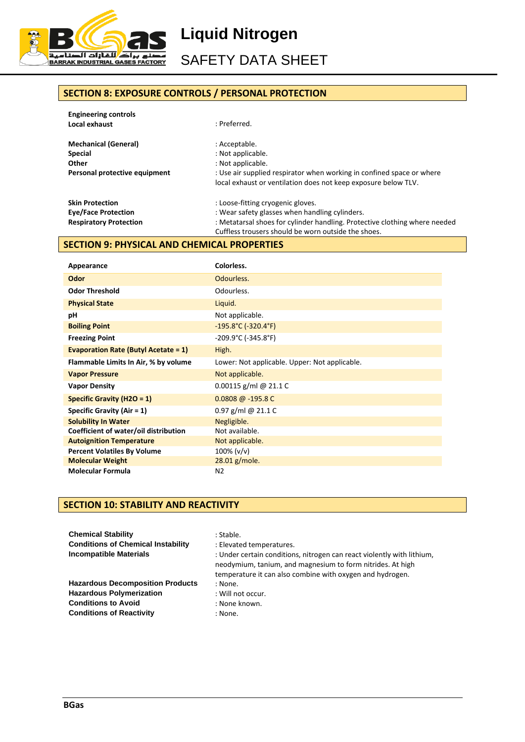## SECTION 8: EXPOSURE CONTROLS / PERSONAL PROTECTION

**Engineering controls**
**Local exhaust** : Preferred.

**Mechanical (General)** : Acceptable.
**Special** : Not applicable.
**Other** : Not applicable.
**Personal protective equipment** : Use air supplied respirator when working in confined space or where local exhaust or ventilation does not keep exposure below TLV.

**Skin Protection** : Loose-fitting cryogenic gloves.
**Eye/Face Protection** : Wear safety glasses when handling cylinders.
**Respiratory Protection** : Metatarsal shoes for cylinder handling. Protective clothing where needed Cuffless trousers should be worn outside the shoes.

## SECTION 9: PHYSICAL AND CHEMICAL PROPERTIES

| | |
|---|---|
| **Appearance** | **Colorless.** |
| **Odor** | Odourless. |
| **Odor Threshold** | Odourless. |
| **Physical State** | Liquid. |
| **pH** | Not applicable. |
| **Boiling Point** | -195.8°C (-320.4°F) |
| **Freezing Point** | -209.9°C (-345.8°F) |
| **Evaporation Rate (Butyl Acetate = 1)** | High. |
| **Flammable Limits In Air, % by volume** | Lower: Not applicable. Upper: Not applicable. |
| **Vapor Pressure** | Not applicable. |
| **Vapor Density** | 0.00115 g/ml @ 21.1 C |
| **Specific Gravity (H2O = 1)** | 0.0808 @ -195.8 C |
| **Specific Gravity (Air = 1)** | 0.97 g/ml @ 21.1 C |
| **Solubility In Water** | Negligible. |
| **Coefficient of water/oil distribution** | Not available. |
| **Autoignition Temperature** | Not applicable. |
| **Percent Volatiles By Volume** | 100% (v/v) |
| **Molecular Weight** | 28.01 g/mole. |
| **Molecular Formula** | $N_2$ |

## SECTION 10: STABILITY AND REACTIVITY

**Chemical Stability** : Stable.
**Conditions of Chemical Instability** : Elevated temperatures.
**Incompatible Materials** : Under certain conditions, nitrogen can react violently with lithium, neodymium, tanium, and magnesium to form nitrides. At high temperature it can also combine with oxygen and hydrogen.

**Hazardous Decomposition Products** : None.
**Hazardous Polymerization** : Will not occur.
**Conditions to Avoid** : None known.
**Conditions of Reactivity** : None.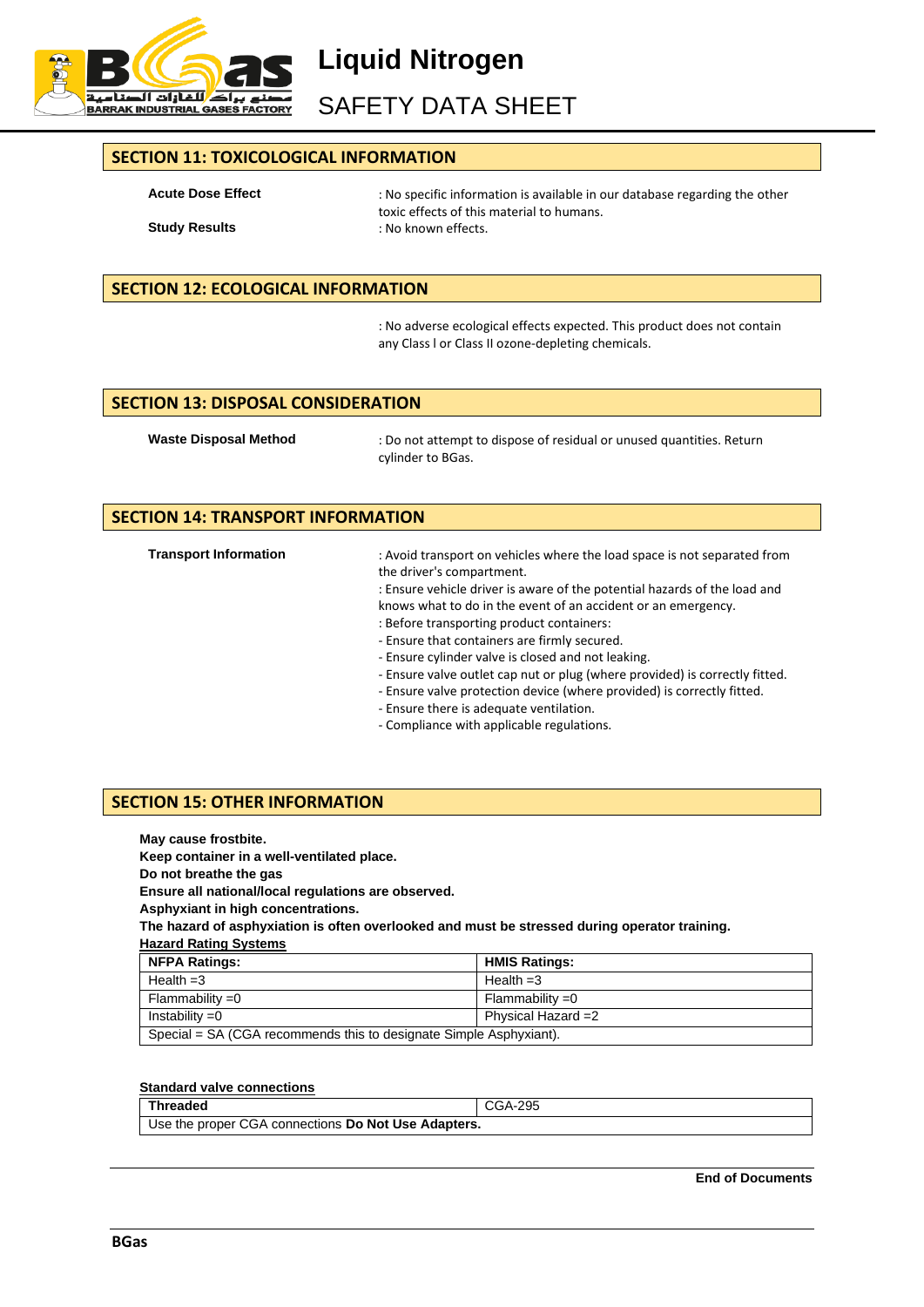## SECTION 11: TOXICOLOGICAL INFORMATION

**Acute Dose Effect** : No specific information is available in our database regarding the other toxic effects of this material to humans.

**Study Results** : No known effects.

## SECTION 12: ECOLOGICAL INFORMATION

: No adverse ecological effects expected. This product does not contain any Class I or Class II ozone-depleting chemicals.

## SECTION 13: DISPOSAL CONSIDERATION

**Waste Disposal Method** : Do not attempt to dispose of residual or unused quantities. Return cylinder to BGas.

## SECTION 14: TRANSPORT INFORMATION

**Transport Information**

: Avoid transport on vehicles where the load space is not separated from the driver's compartment.
: Ensure vehicle driver is aware of the potential hazards of the load and knows what to do in the event of an accident or an emergency.
: Before transporting product containers:
- Ensure that containers are firmly secured.
- Ensure cylinder valve is closed and not leaking.
- Ensure valve outlet cap nut or plug (where provided) is correctly fitted.
- Ensure valve protection device (where provided) is correctly fitted.
- Ensure there is adequate ventilation.
- Compliance with applicable regulations.

## SECTION 15: OTHER INFORMATION

**May cause frostbite.**
**Keep container in a well-ventilated place.**
**Do not breathe the gas**
**Ensure all national/local regulations are observed.**
**Asphyxiant in high concentrations.**
**The hazard of asphyxiation is often overlooked and must be stressed during operator training.**

**Hazard Rating Systems**

| NFPA Ratings: | HMIS Ratings: |
|---|---|
| Health =3 | Health =3 |
| Flammability =0 | Flammability =0 |
| Instability =0 | Physical Hazard =2 |
| Special = SA (CGA recommends this to designate Simple Asphyxiant). | |

**Standard valve connections**

| Threaded | CGA-295 |
|---|---|
| Use the proper CGA connections **Do Not Use Adapters.** | |

**End of Documents**